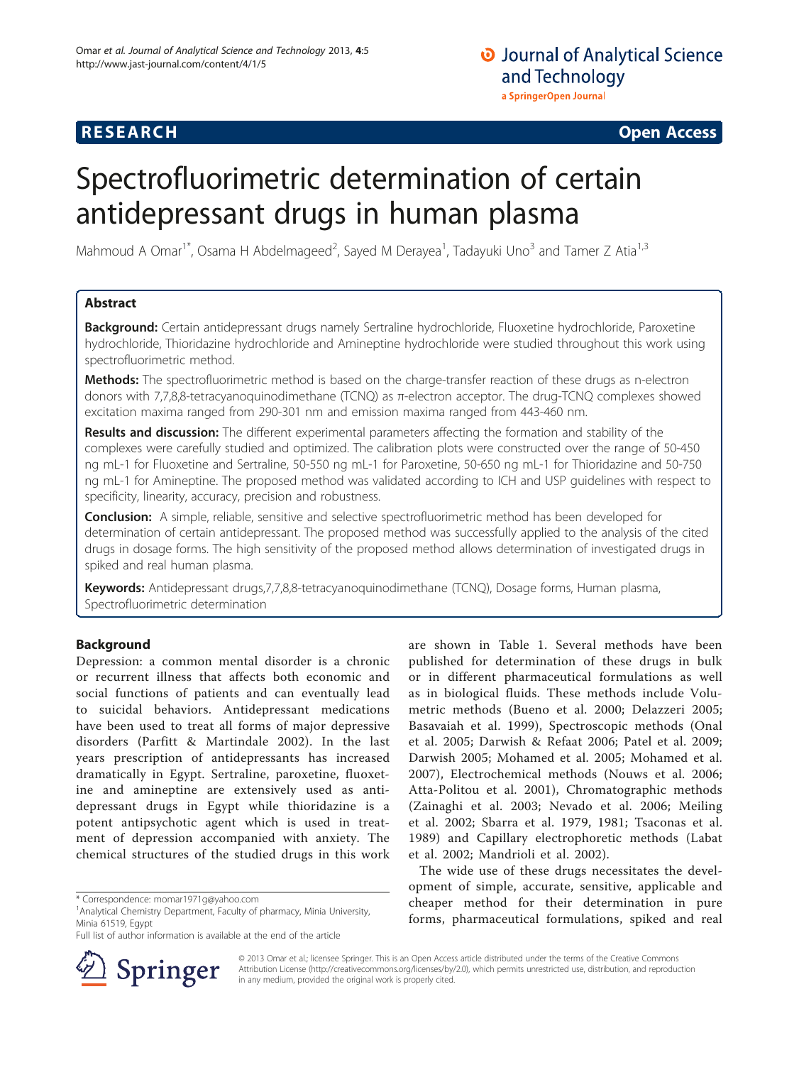**RESEARCH** **Open Access**

# Spectrofluorimetric determination of certain antidepressant drugs in human plasma

Mahmoud A Omar[1*], Osama H Abdelmageed[2], Sayed M Derayea[1], Tadayuki Uno[3] and Tamer Z Atia[1,3]

## Abstract

**Background:** Certain antidepressant drugs namely Sertraline hydrochloride, Fluoxetine hydrochloride, Paroxetine hydrochloride, Thioridazine hydrochloride and Amineptine hydrochloride were studied throughout this work using spectrofluorimetric method.

**Methods:** The spectrofluorimetric method is based on the charge-transfer reaction of these drugs as n-electron donors with 7,7,8,8-tetracyanoquinodimethane (TCNQ) as π-electron acceptor. The drug-TCNQ complexes showed excitation maxima ranged from 290-301 nm and emission maxima ranged from 443-460 nm.

**Results and discussion:** The different experimental parameters affecting the formation and stability of the complexes were carefully studied and optimized. The calibration plots were constructed over the range of 50-450 ng mL-1 for Fluoxetine and Sertraline, 50-550 ng mL-1 for Paroxetine, 50-650 ng mL-1 for Thioridazine and 50-750 ng mL-1 for Amineptine. The proposed method was validated according to ICH and USP guidelines with respect to specificity, linearity, accuracy, precision and robustness.

**Conclusion:** A simple, reliable, sensitive and selective spectrofluorimetric method has been developed for determination of certain antidepressant. The proposed method was successfully applied to the analysis of the cited drugs in dosage forms. The high sensitivity of the proposed method allows determination of investigated drugs in spiked and real human plasma.

**Keywords:** Antidepressant drugs,7,7,8,8-tetracyanoquinodimethane (TCNQ), Dosage forms, Human plasma, Spectrofluorimetric determination

## Background

Depression: a common mental disorder is a chronic or recurrent illness that affects both economic and social functions of patients and can eventually lead to suicidal behaviors. Antidepressant medications have been used to treat all forms of major depressive disorders (Parfitt & Martindale 2002). In the last years prescription of antidepressants has increased dramatically in Egypt. Sertraline, paroxetine, fluoxetine and amineptine are extensively used as antidepressant drugs in Egypt while thioridazine is a potent antipsychotic agent which is used in treatment of depression accompanied with anxiety. The chemical structures of the studied drugs in this work are shown in Table 1. Several methods have been published for determination of these drugs in bulk or in different pharmaceutical formulations as well as in biological fluids. These methods include Volumetric methods (Bueno et al. 2000; Delazzeri 2005; Basavaiah et al. 1999), Spectroscopic methods (Onal et al. 2005; Darwish & Refaat 2006; Patel et al. 2009; Darwish 2005; Mohamed et al. 2005; Mohamed et al. 2007), Electrochemical methods (Nouws et al. 2006; Atta-Politou et al. 2001), Chromatographic methods (Zainaghi et al. 2003; Nevado et al. 2006; Meiling et al. 2002; Sbarra et al. 1979, 1981; Tsaconas et al. 1989) and Capillary electrophoretic methods (Labat et al. 2002; Mandrioli et al. 2002).

The wide use of these drugs necessitates the development of simple, accurate, sensitive, applicable and cheaper method for their determination in pure forms, pharmaceutical formulations, spiked and real

\* Correspondence: momar1971g@yahoo.com
[1]Analytical Chemistry Department, Faculty of pharmacy, Minia University, Minia 61519, Egypt
Full list of author information is available at the end of the article

© 2013 Omar et al.; licensee Springer. This is an Open Access article distributed under the terms of the Creative Commons Attribution License (http://creativecommons.org/licenses/by/2.0), which permits unrestricted use, distribution, and reproduction in any medium, provided the original work is properly cited.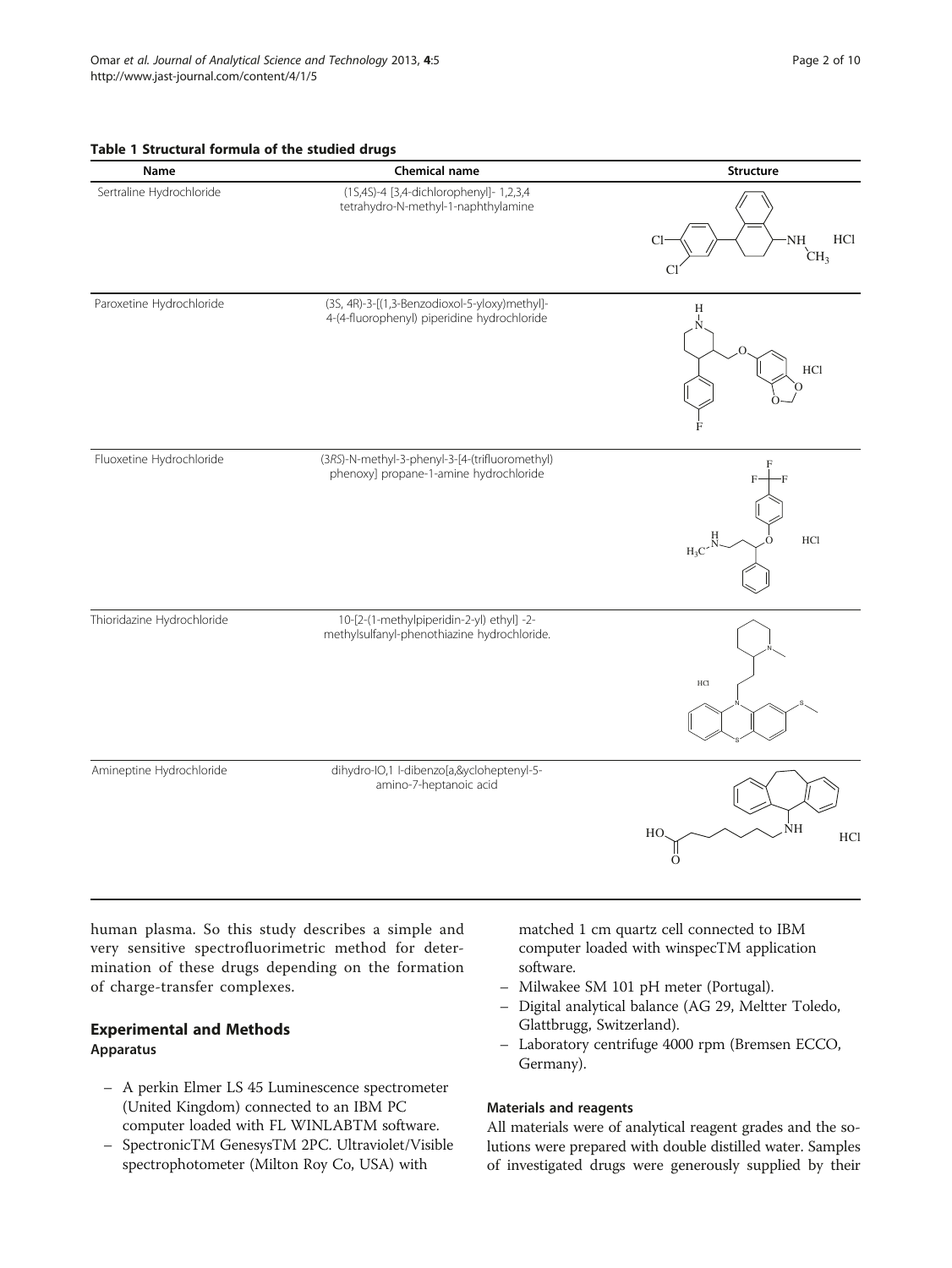**Table 1 Structural formula of the studied drugs**

| Name | Chemical name | Structure |
|---|---|---|
| Sertraline Hydrochloride | (1S,4S)-4 [3,4-dichlorophenyl]- 1,2,3,4 tetrahydro-N-methyl-1-naphthylamine | |
| Paroxetine Hydrochloride | (3S, 4R)-3-[(1,3-Benzodioxol-5-yloxy)methyl]-4-(4-fluorophenyl) piperidine hydrochloride | |
| Fluoxetine Hydrochloride | (3*RS*)-N-methyl-3-phenyl-3-[4-(trifluoromethyl) phenoxy] propane-1-amine hydrochloride | |
| Thioridazine Hydrochloride | 10-[2-(1-methylpiperidin-2-yl) ethyl] -2-methylsulfanyl-phenothiazine hydrochloride. | |
| Amineptine Hydrochloride | dihydro-IO,1 l-dibenzo[a,&ycloheptenyl-5-amino-7-heptanoic acid | |

human plasma. So this study describes a simple and very sensitive spectrofluorimetric method for determination of these drugs depending on the formation of charge-transfer complexes.

## Experimental and Methods

### Apparatus

- A perkin Elmer LS 45 Luminescence spectrometer (United Kingdom) connected to an IBM PC computer loaded with FL WINLABTM software.
- SpectronicTM GenesysTM 2PC. Ultraviolet/Visible spectrophotometer (Milton Roy Co, USA) with matched 1 cm quartz cell connected to IBM computer loaded with winspecTM application software.
- Milwakee SM 101 pH meter (Portugal).
- Digital analytical balance (AG 29, Meltter Toledo, Glattbrugg, Switzerland).
- Laboratory centrifuge 4000 rpm (Bremsen ECCO, Germany).

### Materials and reagents

All materials were of analytical reagent grades and the solutions were prepared with double distilled water. Samples of investigated drugs were generously supplied by their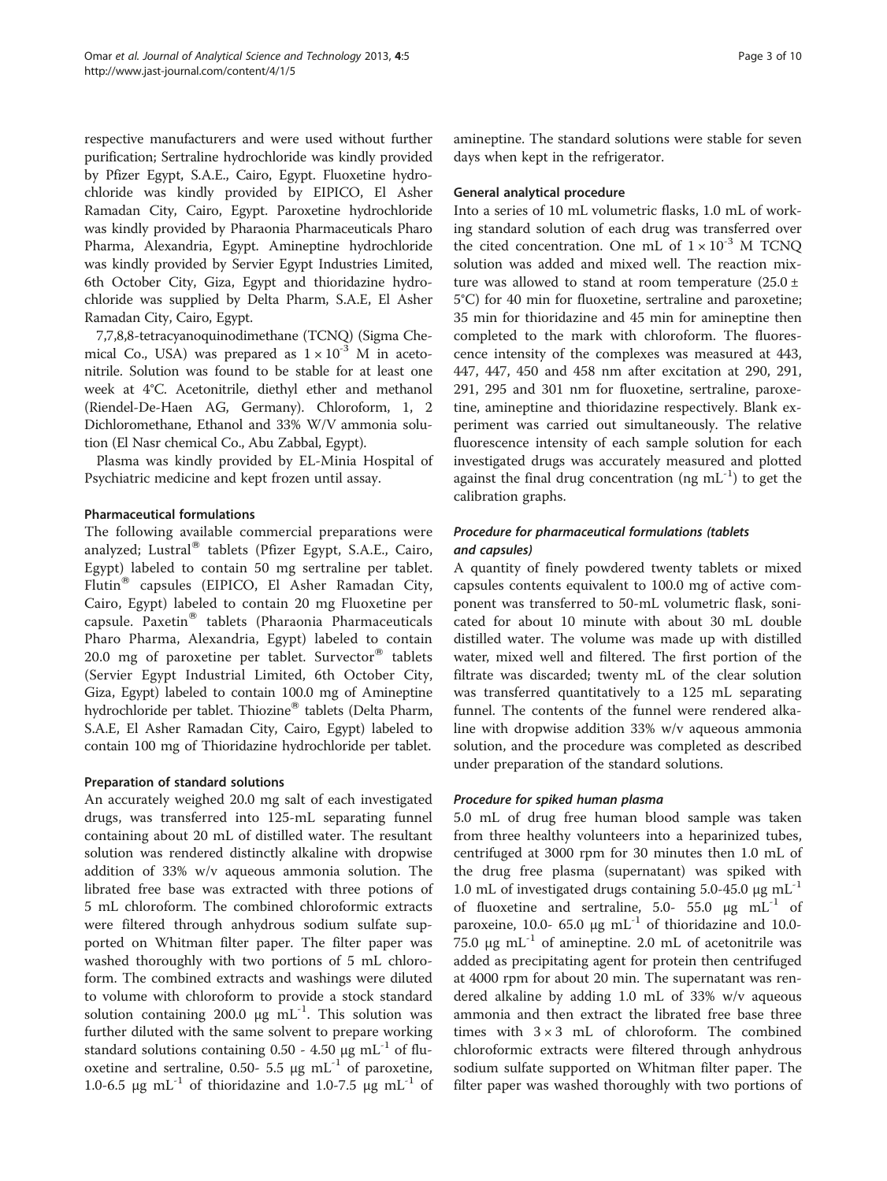respective manufacturers and were used without further purification; Sertraline hydrochloride was kindly provided by Pfizer Egypt, S.A.E., Cairo, Egypt. Fluoxetine hydrochloride was kindly provided by EIPICO, El Asher Ramadan City, Cairo, Egypt. Paroxetine hydrochloride was kindly provided by Pharaonia Pharmaceuticals Pharo Pharma, Alexandria, Egypt. Amineptine hydrochloride was kindly provided by Servier Egypt Industries Limited, 6th October City, Giza, Egypt and thioridazine hydrochloride was supplied by Delta Pharm, S.A.E, El Asher Ramadan City, Cairo, Egypt.

7,7,8,8-tetracyanoquinodimethane (TCNQ) (Sigma Chemical Co., USA) was prepared as $1 \times 10^{-3}$ M in acetonitrile. Solution was found to be stable for at least one week at 4°C. Acetonitrile, diethyl ether and methanol (Riendel-De-Haen AG, Germany). Chloroform, 1, 2 Dichloromethane, Ethanol and 33% W/V ammonia solution (El Nasr chemical Co., Abu Zabbal, Egypt).

Plasma was kindly provided by EL-Minia Hospital of Psychiatric medicine and kept frozen until assay.

#### Pharmaceutical formulations

The following available commercial preparations were analyzed; Lustral® tablets (Pfizer Egypt, S.A.E., Cairo, Egypt) labeled to contain 50 mg sertraline per tablet. Flutin® capsules (EIPICO, El Asher Ramadan City, Cairo, Egypt) labeled to contain 20 mg Fluoxetine per capsule. Paxetin® tablets (Pharaonia Pharmaceuticals Pharo Pharma, Alexandria, Egypt) labeled to contain 20.0 mg of paroxetine per tablet. Survector® tablets (Servier Egypt Industrial Limited, 6th October City, Giza, Egypt) labeled to contain 100.0 mg of Amineptine hydrochloride per tablet. Thiozine® tablets (Delta Pharm, S.A.E, El Asher Ramadan City, Cairo, Egypt) labeled to contain 100 mg of Thioridazine hydrochloride per tablet.

#### Preparation of standard solutions

An accurately weighed 20.0 mg salt of each investigated drugs, was transferred into 125-mL separating funnel containing about 20 mL of distilled water. The resultant solution was rendered distinctly alkaline with dropwise addition of 33% w/v aqueous ammonia solution. The librated free base was extracted with three potions of 5 mL chloroform. The combined chloroformic extracts were filtered through anhydrous sodium sulfate supported on Whitman filter paper. The filter paper was washed thoroughly with two portions of 5 mL chloroform. The combined extracts and washings were diluted to volume with chloroform to provide a stock standard solution containing 200.0 μg $mL^{-1}$. This solution was further diluted with the same solvent to prepare working standard solutions containing 0.50 - 4.50 μg $mL^{-1}$ of fluoxetine and sertraline, 0.50- 5.5 μg $mL^{-1}$ of paroxetine, 1.0-6.5 μg $mL^{-1}$ of thioridazine and 1.0-7.5 μg $mL^{-1}$ of amineptine. The standard solutions were stable for seven days when kept in the refrigerator.

#### General analytical procedure

Into a series of 10 mL volumetric flasks, 1.0 mL of working standard solution of each drug was transferred over the cited concentration. One mL of $1 \times 10^{-3}$ M TCNQ solution was added and mixed well. The reaction mixture was allowed to stand at room temperature (25.0 ± 5°C) for 40 min for fluoxetine, sertraline and paroxetine; 35 min for thioridazine and 45 min for amineptine then completed to the mark with chloroform. The fluorescence intensity of the complexes was measured at 443, 447, 447, 450 and 458 nm after excitation at 290, 291, 291, 295 and 301 nm for fluoxetine, sertraline, paroxetine, amineptine and thioridazine respectively. Blank experiment was carried out simultaneously. The relative fluorescence intensity of each sample solution for each investigated drugs was accurately measured and plotted against the final drug concentration (ng $mL^{-1}$) to get the calibration graphs.

##### *Procedure for pharmaceutical formulations (tablets and capsules)*

A quantity of finely powdered twenty tablets or mixed capsules contents equivalent to 100.0 mg of active component was transferred to 50-mL volumetric flask, sonicated for about 10 minute with about 30 mL double distilled water. The volume was made up with distilled water, mixed well and filtered. The first portion of the filtrate was discarded; twenty mL of the clear solution was transferred quantitatively to a 125 mL separating funnel. The contents of the funnel were rendered alkaline with dropwise addition 33% w/v aqueous ammonia solution, and the procedure was completed as described under preparation of the standard solutions.

##### *Procedure for spiked human plasma*

5.0 mL of drug free human blood sample was taken from three healthy volunteers into a heparinized tubes, centrifuged at 3000 rpm for 30 minutes then 1.0 mL of the drug free plasma (supernatant) was spiked with 1.0 mL of investigated drugs containing 5.0-45.0 μg $mL^{-1}$ of fluoxetine and sertraline, 5.0- 55.0 μg $mL^{-1}$ of paroxeine, 10.0- 65.0 μg $mL^{-1}$ of thioridazine and 10.0-75.0 μg $mL^{-1}$ of amineptine. 2.0 mL of acetonitrile was added as precipitating agent for protein then centrifuged at 4000 rpm for about 20 min. The supernatant was rendered alkaline by adding 1.0 mL of 33% w/v aqueous ammonia and then extract the librated free base three times with 3 × 3 mL of chloroform. The combined chloroformic extracts were filtered through anhydrous sodium sulfate supported on Whitman filter paper. The filter paper was washed thoroughly with two portions of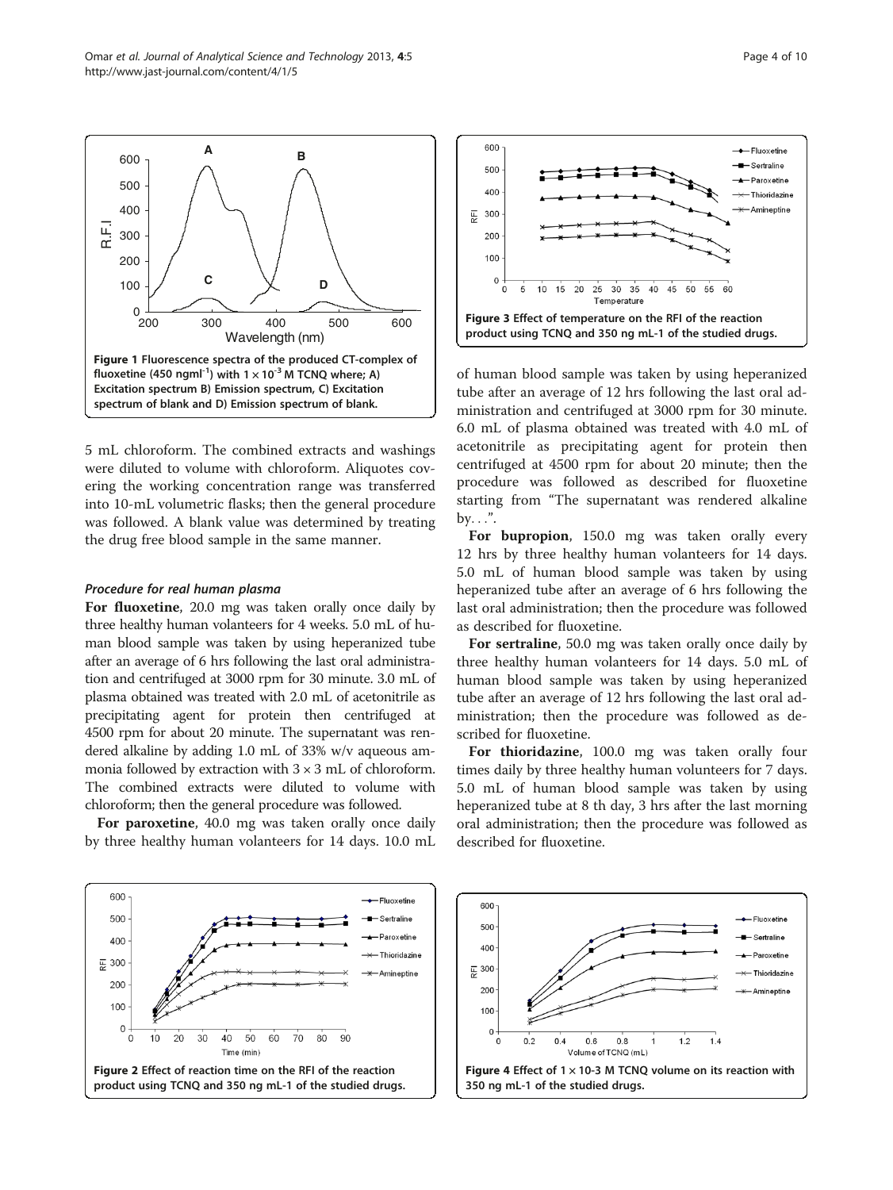Figure 1 Fluorescence spectra of the produced CT-complex of fluoxetine (450 ngml$^{-1}$) with $1 \times 10^{-3}$ M TCNQ where; A) Excitation spectrum B) Emission spectrum, C) Excitation spectrum of blank and D) Emission spectrum of blank.

5 mL chloroform. The combined extracts and washings were diluted to volume with chloroform. Aliquotes covering the working concentration range was transferred into 10-mL volumetric flasks; then the general procedure was followed. A blank value was determined by treating the drug free blood sample in the same manner.

#### *Procedure for real human plasma*

**For fluoxetine**, 20.0 mg was taken orally once daily by three healthy human volanteers for 4 weeks. 5.0 mL of human blood sample was taken by using heperanized tube after an average of 6 hrs following the last oral administration and centrifuged at 3000 rpm for 30 minute. 3.0 mL of plasma obtained was treated with 2.0 mL of acetonitrile as precipitating agent for protein then centrifuged at 4500 rpm for about 20 minute. The supernatant was rendered alkaline by adding 1.0 mL of 33% w/v aqueous ammonia followed by extraction with $3 \times 3$ mL of chloroform. The combined extracts were diluted to volume with chloroform; then the general procedure was followed.

**For paroxetine**, 40.0 mg was taken orally once daily by three healthy human volanteers for 14 days. 10.0 mL of human blood sample was taken by using heperanized tube after an average of 12 hrs following the last oral administration and centrifuged at 3000 rpm for 30 minute. 6.0 mL of plasma obtained was treated with 4.0 mL of acetonitrile as precipitating agent for protein then centrifuged at 4500 rpm for about 20 minute; then the procedure was followed as described for fluoxetine starting from "The supernatant was rendered alkaline by…".

**For bupropion**, 150.0 mg was taken orally every 12 hrs by three healthy human volanteers for 14 days. 5.0 mL of human blood sample was taken by using heperanized tube after an average of 6 hrs following the last oral administration; then the procedure was followed as described for fluoxetine.

**For sertraline**, 50.0 mg was taken orally once daily by three healthy human volanteers for 14 days. 5.0 mL of human blood sample was taken by using heperanized tube after an average of 12 hrs following the last oral administration; then the procedure was followed as described for fluoxetine.

**For thioridazine**, 100.0 mg was taken orally four times daily by three healthy human volunteers for 7 days. 5.0 mL of human blood sample was taken by using heperanized tube at 8 th day, 3 hrs after the last morning oral administration; then the procedure was followed as described for fluoxetine.

Figure 3 Effect of temperature on the RFI of the reaction product using TCNQ and 350 ng mL-1 of the studied drugs.

Figure 2 Effect of reaction time on the RFI of the reaction product using TCNQ and 350 ng mL-1 of the studied drugs.

Figure 4 Effect of 1 × 10-3 M TCNQ volume on its reaction with 350 ng mL-1 of the studied drugs.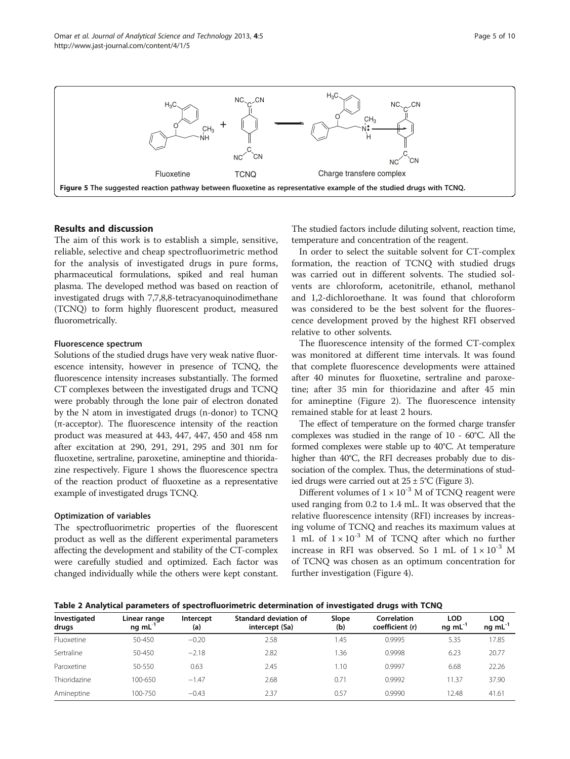Figure 5 The suggested reaction pathway between fluoxetine as representative example of the studied drugs with TCNQ.

## Results and discussion

The aim of this work is to establish a simple, sensitive, reliable, selective and cheap spectrofluorimetric method for the analysis of investigated drugs in pure forms, pharmaceutical formulations, spiked and real human plasma. The developed method was based on reaction of investigated drugs with 7,7,8,8-tetracyanoquinodimethane (TCNQ) to form highly fluorescent product, measured fluorometrically.

### Fluorescence spectrum

Solutions of the studied drugs have very weak native fluorescence intensity, however in presence of TCNQ, the fluorescence intensity increases substantially. The formed CT complexes between the investigated drugs and TCNQ were probably through the lone pair of electron donated by the N atom in investigated drugs (n-donor) to TCNQ (π-acceptor). The fluorescence intensity of the reaction product was measured at 443, 447, 447, 450 and 458 nm after excitation at 290, 291, 291, 295 and 301 nm for fluoxetine, sertraline, paroxetine, amineptine and thioridazine respectively. Figure 1 shows the fluorescence spectra of the reaction product of fluoxetine as a representative example of investigated drugs TCNQ.

### Optimization of variables

The spectrofluorimetric properties of the fluorescent product as well as the different experimental parameters affecting the development and stability of the CT-complex were carefully studied and optimized. Each factor was changed individually while the others were kept constant. The studied factors include diluting solvent, reaction time, temperature and concentration of the reagent.

In order to select the suitable solvent for CT-complex formation, the reaction of TCNQ with studied drugs was carried out in different solvents. The studied solvents are chloroform, acetonitrile, ethanol, methanol and 1,2-dichloroethane. It was found that chloroform was considered to be the best solvent for the fluorescence development proved by the highest RFI observed relative to other solvents.

The fluorescence intensity of the formed CT-complex was monitored at different time intervals. It was found that complete fluorescence developments were attained after 40 minutes for fluoxetine, sertraline and paroxetine; after 35 min for thioridazine and after 45 min for amineptine (Figure 2). The fluorescence intensity remained stable for at least 2 hours.

The effect of temperature on the formed charge transfer complexes was studied in the range of 10 - 60°C. All the formed complexes were stable up to 40°C. At temperature higher than 40°C, the RFI decreases probably due to dissociation of the complex. Thus, the determinations of studied drugs were carried out at 25 ± 5°C (Figure 3).

Different volumes of $1 \times 10^{-3}$ M of TCNQ reagent were used ranging from 0.2 to 1.4 mL. It was observed that the relative fluorescence intensity (RFI) increases by increasing volume of TCNQ and reaches its maximum values at 1 mL of $1 \times 10^{-3}$ M of TCNQ after which no further increase in RFI was observed. So 1 mL of $1 \times 10^{-3}$ M of TCNQ was chosen as an optimum concentration for further investigation (Figure 4).

**Table 2 Analytical parameters of spectrofluorimetric determination of investigated drugs with TCNQ**

| Investigated drugs | Linear range ng mL$^{-1}$ | Intercept (a) | Standard deviation of intercept (Sa) | Slope (b) | Correlation coefficient (r) | LOD ng mL$^{-1}$ | LOQ ng mL$^{-1}$ |
|---|---|---|---|---|---|---|---|
| Fluoxetine | 50-450 | −0.20 | 2.58 | 1.45 | 0.9995 | 5.35 | 17.85 |
| Sertraline | 50-450 | −2.18 | 2.82 | 1.36 | 0.9998 | 6.23 | 20.77 |
| Paroxetine | 50-550 | 0.63 | 2.45 | 1.10 | 0.9997 | 6.68 | 22.26 |
| Thioridazine | 100-650 | −1.47 | 2.68 | 0.71 | 0.9992 | 11.37 | 37.90 |
| Amineptine | 100-750 | −0.43 | 2.37 | 0.57 | 0.9990 | 12.48 | 41.61 |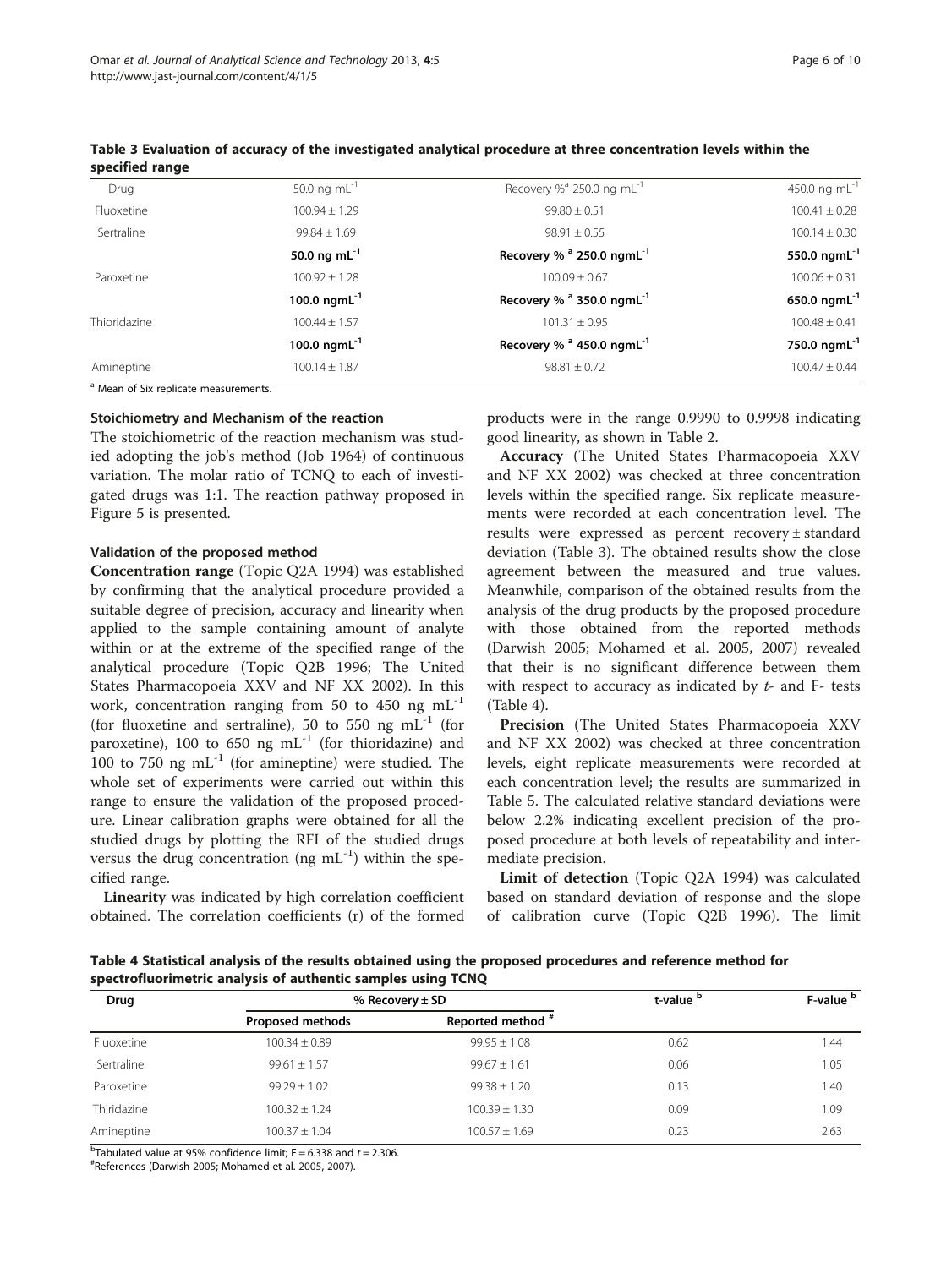**Table 3 Evaluation of accuracy of the investigated analytical procedure at three concentration levels within the specified range**

| Drug | 50.0 ng mL$^{-1}$ | Recovery %[a] 250.0 ng mL$^{-1}$ | 450.0 ng mL$^{-1}$ |
|---|---|---|---|
| Fluoxetine | 100.94 ± 1.29 | 99.80 ± 0.51 | 100.41 ± 0.28 |
| Sertraline | 99.84 ± 1.69 | 98.91 ± 0.55 | 100.14 ± 0.30 |
| | **50.0 ng mL$^{-1}$** | **Recovery % [a] 250.0 ngmL$^{-1}$** | **550.0 ngmL$^{-1}$** |
| Paroxetine | 100.92 ± 1.28 | 100.09 ± 0.67 | 100.06 ± 0.31 |
| | **100.0 ngmL$^{-1}$** | **Recovery % [a] 350.0 ngmL$^{-1}$** | **650.0 ngmL$^{-1}$** |
| Thioridazine | 100.44 ± 1.57 | 101.31 ± 0.95 | 100.48 ± 0.41 |
| | **100.0 ngmL$^{-1}$** | **Recovery % [a] 450.0 ngmL$^{-1}$** | **750.0 ngmL$^{-1}$** |
| Amineptine | 100.14 ± 1.87 | 98.81 ± 0.72 | 100.47 ± 0.44 |

[a] Mean of Six replicate measurements.

### Stoichiometry and Mechanism of the reaction

The stoichiometric of the reaction mechanism was studied adopting the job's method (Job 1964) of continuous variation. The molar ratio of TCNQ to each of investigated drugs was 1:1. The reaction pathway proposed in Figure 5 is presented.

### Validation of the proposed method

**Concentration range** (Topic Q2A 1994) was established by confirming that the analytical procedure provided a suitable degree of precision, accuracy and linearity when applied to the sample containing amount of analyte within or at the extreme of the specified range of the analytical procedure (Topic Q2B 1996; The United States Pharmacopoeia XXV and NF XX 2002). In this work, concentration ranging from 50 to 450 ng mL$^{-1}$ (for fluoxetine and sertraline), 50 to 550 ng mL$^{-1}$ (for paroxetine), 100 to 650 ng mL$^{-1}$ (for thioridazine) and 100 to 750 ng mL$^{-1}$ (for amineptine) were studied. The whole set of experiments were carried out within this range to ensure the validation of the proposed procedure. Linear calibration graphs were obtained for all the studied drugs by plotting the RFI of the studied drugs versus the drug concentration (ng mL$^{-1}$) within the specified range.

**Linearity** was indicated by high correlation coefficient obtained. The correlation coefficients (r) of the formed products were in the range 0.9990 to 0.9998 indicating good linearity, as shown in Table 2.

**Accuracy** (The United States Pharmacopoeia XXV and NF XX 2002) was checked at three concentration levels within the specified range. Six replicate measurements were recorded at each concentration level. The results were expressed as percent recovery ± standard deviation (Table 3). The obtained results show the close agreement between the measured and true values. Meanwhile, comparison of the obtained results from the analysis of the drug products by the proposed procedure with those obtained from the reported methods (Darwish 2005; Mohamed et al. 2005, 2007) revealed that their is no significant difference between them with respect to accuracy as indicated by *t*- and F- tests (Table 4).

**Precision** (The United States Pharmacopoeia XXV and NF XX 2002) was checked at three concentration levels, eight replicate measurements were recorded at each concentration level; the results are summarized in Table 5. The calculated relative standard deviations were below 2.2% indicating excellent precision of the proposed procedure at both levels of repeatability and intermediate precision.

**Limit of detection** (Topic Q2A 1994) was calculated based on standard deviation of response and the slope of calibration curve (Topic Q2B 1996). The limit

**Table 4 Statistical analysis of the results obtained using the proposed procedures and reference method for spectrofluorimetric analysis of authentic samples using TCNQ**

| Drug | % Recovery ± SD | | t-value [b] | F-value [b] |
|---|---|---|---|---|
| | Proposed methods | Reported method [#] | | |
| Fluoxetine | 100.34 ± 0.89 | 99.95 ± 1.08 | 0.62 | 1.44 |
| Sertraline | 99.61 ± 1.57 | 99.67 ± 1.61 | 0.06 | 1.05 |
| Paroxetine | 99.29 ± 1.02 | 99.38 ± 1.20 | 0.13 | 1.40 |
| Thiridazine | 100.32 ± 1.24 | 100.39 ± 1.30 | 0.09 | 1.09 |
| Amineptine | 100.37 ± 1.04 | 100.57 ± 1.69 | 0.23 | 2.63 |

[b]Tabulated value at 95% confidence limit; F = 6.338 and $t$ = 2.306.
[#]References (Darwish 2005; Mohamed et al. 2005, 2007).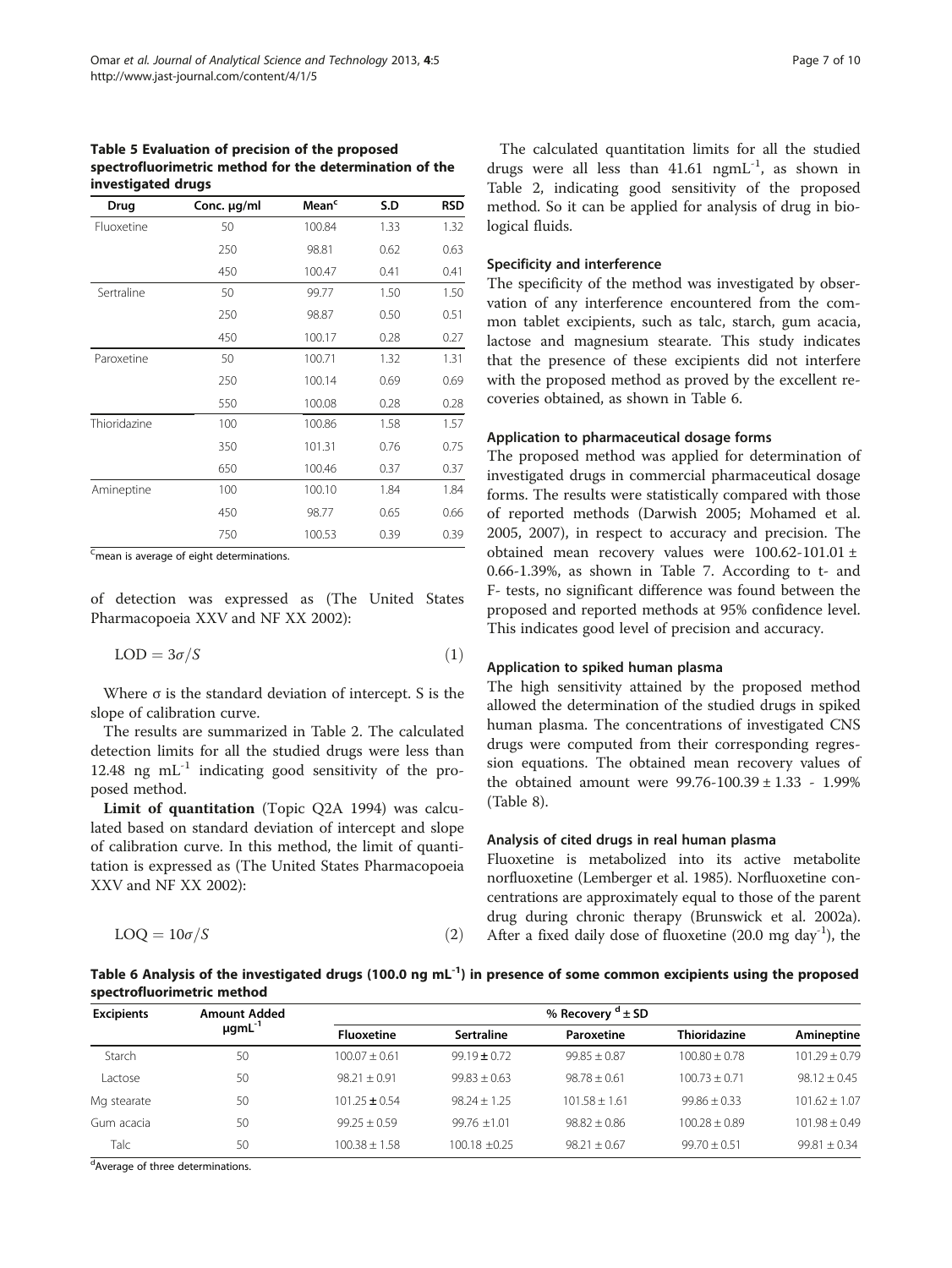**Table 5 Evaluation of precision of the proposed spectrofluorimetric method for the determination of the investigated drugs**

| Drug | Conc. μg/ml | Mean[c] | S.D | RSD |
|---|---|---|---|---|
| Fluoxetine | 50 | 100.84 | 1.33 | 1.32 |
| | 250 | 98.81 | 0.62 | 0.63 |
| | 450 | 100.47 | 0.41 | 0.41 |
| Sertraline | 50 | 99.77 | 1.50 | 1.50 |
| | 250 | 98.87 | 0.50 | 0.51 |
| | 450 | 100.17 | 0.28 | 0.27 |
| Paroxetine | 50 | 100.71 | 1.32 | 1.31 |
| | 250 | 100.14 | 0.69 | 0.69 |
| | 550 | 100.08 | 0.28 | 0.28 |
| Thioridazine | 100 | 100.86 | 1.58 | 1.57 |
| | 350 | 101.31 | 0.76 | 0.75 |
| | 650 | 100.46 | 0.37 | 0.37 |
| Amineptine | 100 | 100.10 | 1.84 | 1.84 |
| | 450 | 98.77 | 0.65 | 0.66 |
| | 750 | 100.53 | 0.39 | 0.39 |

[c]mean is average of eight determinations.

of detection was expressed as (The United States Pharmacopoeia XXV and NF XX 2002):

$$\mathrm{LOD} = 3\sigma/S \tag{1}$$

Where σ is the standard deviation of intercept. S is the slope of calibration curve.

The results are summarized in Table 2. The calculated detection limits for all the studied drugs were less than 12.48 ng $\mathrm{mL}^{-1}$ indicating good sensitivity of the proposed method.

**Limit of quantitation** (Topic Q2A 1994) was calculated based on standard deviation of intercept and slope of calibration curve. In this method, the limit of quantitation is expressed as (The United States Pharmacopoeia XXV and NF XX 2002):

$$\mathrm{LOQ} = 10\sigma/S \tag{2}$$

The calculated quantitation limits for all the studied drugs were all less than 41.61 $\mathrm{ngmL}^{-1}$, as shown in Table 2, indicating good sensitivity of the proposed method. So it can be applied for analysis of drug in biological fluids.

#### Specificity and interference

The specificity of the method was investigated by observation of any interference encountered from the common tablet excipients, such as talc, starch, gum acacia, lactose and magnesium stearate. This study indicates that the presence of these excipients did not interfere with the proposed method as proved by the excellent recoveries obtained, as shown in Table 6.

#### Application to pharmaceutical dosage forms

The proposed method was applied for determination of investigated drugs in commercial pharmaceutical dosage forms. The results were statistically compared with those of reported methods (Darwish 2005; Mohamed et al. 2005, 2007), in respect to accuracy and precision. The obtained mean recovery values were 100.62-101.01 ± 0.66-1.39%, as shown in Table 7. According to t- and F- tests, no significant difference was found between the proposed and reported methods at 95% confidence level. This indicates good level of precision and accuracy.

#### Application to spiked human plasma

The high sensitivity attained by the proposed method allowed the determination of the studied drugs in spiked human plasma. The concentrations of investigated CNS drugs were computed from their corresponding regression equations. The obtained mean recovery values of the obtained amount were 99.76-100.39 ± 1.33 - 1.99% (Table 8).

#### Analysis of cited drugs in real human plasma

Fluoxetine is metabolized into its active metabolite norfluoxetine (Lemberger et al. 1985). Norfluoxetine concentrations are approximately equal to those of the parent drug during chronic therapy (Brunswick et al. 2002a). After a fixed daily dose of fluoxetine (20.0 mg $\mathrm{day}^{-1}$), the

**Table 6 Analysis of the investigated drugs (100.0 ng $\mathrm{mL}^{-1}$) in presence of some common excipients using the proposed spectrofluorimetric method**

| Excipients | Amount Added $\mu\mathrm{gmL}^{-1}$ | % Recovery [d] ± SD | | | | |
|---|---|---|---|---|---|---|
| | | Fluoxetine | Sertraline | Paroxetine | Thioridazine | Amineptine |
| Starch | 50 | 100.07 ± 0.61 | 99.19 ± 0.72 | 99.85 ± 0.87 | 100.80 ± 0.78 | 101.29 ± 0.79 |
| Lactose | 50 | 98.21 ± 0.91 | 99.83 ± 0.63 | 98.78 ± 0.61 | 100.73 ± 0.71 | 98.12 ± 0.45 |
| Mg stearate | 50 | 101.25 ± 0.54 | 98.24 ± 1.25 | 101.58 ± 1.61 | 99.86 ± 0.33 | 101.62 ± 1.07 |
| Gum acacia | 50 | 99.25 ± 0.59 | 99.76 ±1.01 | 98.82 ± 0.86 | 100.28 ± 0.89 | 101.98 ± 0.49 |
| Talc | 50 | 100.38 ± 1.58 | 100.18 ±0.25 | 98.21 ± 0.67 | 99.70 ± 0.51 | 99.81 ± 0.34 |

[d]Average of three determinations.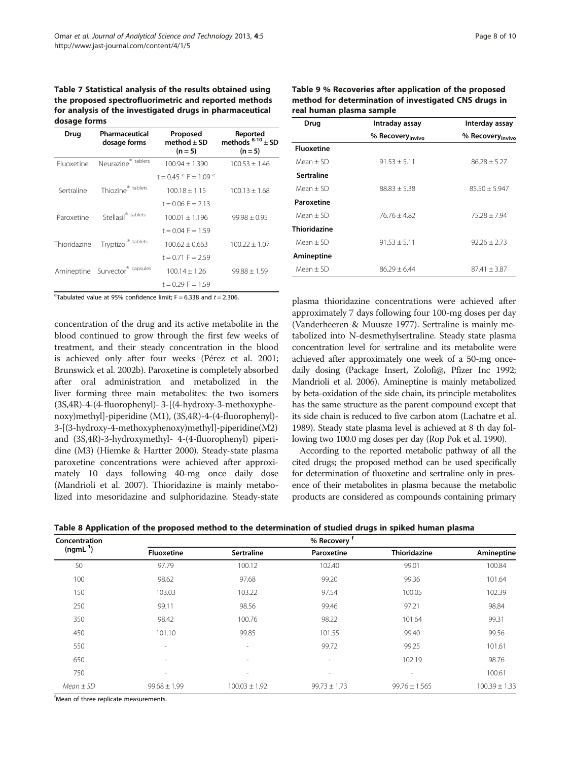**Table 7 Statistical analysis of the results obtained using the proposed spectrofluorimetric and reported methods for analysis of the investigated drugs in pharmaceutical dosage forms**

| Drug | Pharmaceutical dosage forms | Proposed method ± SD (n = 5) | Reported methods [8-10] ± SD (n = 5) |
|---|---|---|---|
| Fluoxetine | Neurazine® tablets | 100.94 ± 1.390 | 100.53 ± 1.46 |
| | | t = 0.45 [e] F = 1.09 [e] | |
| Sertraline | Thiozine® tablets | 100.18 ± 1.15 | 100.13 ± 1.68 |
| | | t = 0.06 F = 2.13 | |
| Paroxetine | Stellasil® tablets | 100.01 ± 1.196 | 99.98 ± 0.95 |
| | | t = 0.04 F = 1.59 | |
| Thioridazine | Tryptizol® tablets | 100.62 ± 0.663 | 100.22 ± 1.07 |
| | | t = 0.71 F = 2.59 | |
| Amineptine | Survector® capsules | 100.14 ± 1.26 | 99.88 ± 1.59 |
| | | t = 0.29 F = 1.59 | |

[e]Tabulated value at 95% confidence limit; F = 6.338 and $t = 2.306$.

concentration of the drug and its active metabolite in the blood continued to grow through the first few weeks of treatment, and their steady concentration in the blood is achieved only after four weeks (Pérez et al. 2001; Brunswick et al. 2002b). Paroxetine is completely absorbed after oral administration and metabolized in the liver forming three main metabolites: the two isomers (3S,4R)-4-(4-fluorophenyl)- 3-[(4-hydroxy-3-methoxyphenoxy)methyl]-piperidine (M1), (3S,4R)-4-(4-fluorophenyl)-3-[(3-hydroxy-4-methoxyphenoxy)methyl]-piperidine(M2) and (3S,4R)-3-hydroxymethyl- 4-(4-fluorophenyl) piperidine (M3) (Hiemke & Hartter 2000). Steady-state plasma paroxetine concentrations were achieved after approximately 10 days following 40-mg once daily dose (Mandrioli et al. 2007). Thioridazine is mainly metabolized into mesoridazine and sulphoridazine. Steady-state plasma thioridazine concentrations were achieved after approximately 7 days following four 100-mg doses per day (Vanderheeren & Muusze 1977). Sertraline is mainly metabolized into N-desmethylsertraline. Steady state plasma concentration level for sertraline and its metabolite were achieved after approximately one week of a 50-mg once-daily dosing (Package Insert, Zolofi@, Pfizer Inc 1992; Mandrioli et al. 2006). Amineptine is mainly metabolized by beta-oxidation of the side chain, its principle metabolites has the same structure as the parent compound except that its side chain is reduced to five carbon atom (Lachatre et al. 1989). Steady state plasma level is achieved at 8 th day following two 100.0 mg doses per day (Rop Pok et al. 1990).

According to the reported metabolic pathway of all the cited drugs; the proposed method can be used specifically for determination of fluoxetine and sertraline only in presence of their metabolites in plasma because the metabolic products are considered as compounds containing primary

**Table 9 % Recoveries after application of the proposed method for determination of investigated CNS drugs in real human plasma sample**

| Drug | Intraday assay | Interday assay |
|---|---|---|
| | % $Recovery_{invivo}$ | % $Recovery_{invivo}$ |
| **Fluoxetine** | | |
| Mean ± SD | 91.53 ± 5.11 | 86.28 ± 5.27 |
| **Sertraline** | | |
| Mean ± SD | 88.83 ± 5.38 | 85.50 ± 5.947 |
| **Paroxetine** | | |
| Mean ± SD | 76.76 ± 4.82 | 75.28 ± 7.94 |
| **Thioridazine** | | |
| Mean ± SD | 91.53 ± 5.11 | 92.26 ± 2.73 |
| **Amineptine** | | |
| Mean ± SD | 86.29 ± 6.44 | 87.41 ± 3.87 |

**Table 8 Application of the proposed method to the determination of studied drugs in spiked human plasma**

| Concentration ($ngmL^{-1}$) | % Recovery [f] | | | | |
|---|---|---|---|---|---|
| | Fluoxetine | Sertraline | Paroxetine | Thioridazine | Amineptine |
| 50 | 97.79 | 100.12 | 102.40 | 99.01 | 100.84 |
| 100 | 98.62 | 97.68 | 99.20 | 99.36 | 101.64 |
| 150 | 103.03 | 103.22 | 97.54 | 100.05 | 102.39 |
| 250 | 99.11 | 98.56 | 99.46 | 97.21 | 98.84 |
| 350 | 98.42 | 100.76 | 98.22 | 101.64 | 99.31 |
| 450 | 101.10 | 99.85 | 101.55 | 99.40 | 99.56 |
| 550 | - | - | 99.72 | 99.25 | 101.61 |
| 650 | - | - | - | 102.19 | 98.76 |
| 750 | - | - | - | - | 100.61 |
| *Mean ± SD* | 99.68 ± 1.99 | 100.03 ± 1.92 | 99.73 ± 1.73 | 99.76 ± 1.565 | 100.39 ± 1.33 |

[f]Mean of three replicate measurements.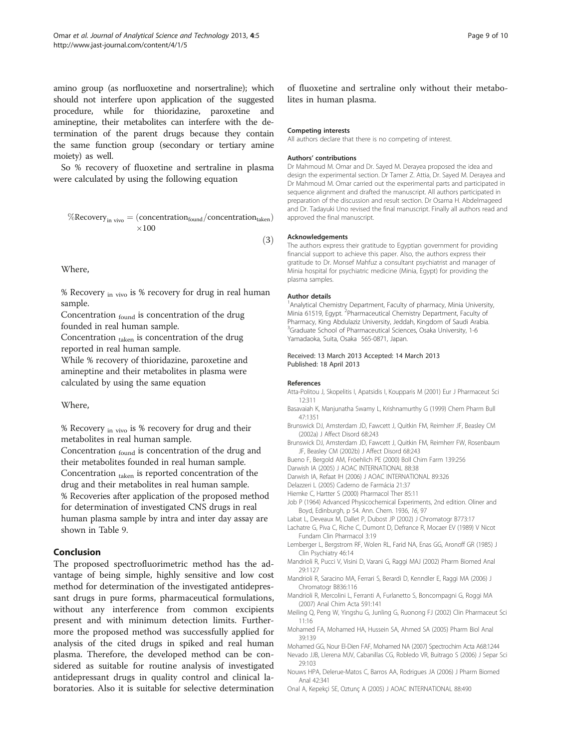amino group (as norfluoxetine and norsertraline); which should not interfere upon application of the suggested procedure, while for thioridazine, paroxetine and amineptine, their metabolites can interfere with the determination of the parent drugs because they contain the same function group (secondary or tertiary amine moiety) as well.

So % recovery of fluoxetine and sertraline in plasma were calculated by using the following equation

$$\%\text{Recovery}_{\text{in vivo}} = (\text{concentration}_{\text{found}}/\text{concentration}_{\text{taken}}) \times 100 \quad (3)$$

Where,

% Recovery $_{\text{in vivo}}$ is % recovery for drug in real human sample.
Concentration $_{\text{found}}$ is concentration of the drug founded in real human sample.
Concentration $_{\text{taken}}$ is concentration of the drug reported in real human sample.
While % recovery of thioridazine, paroxetine and amineptine and their metabolites in plasma were calculated by using the same equation

Where,

% Recovery $_{\text{in vivo}}$ is % recovery for drug and their metabolites in real human sample.
Concentration $_{\text{found}}$ is concentration of the drug and their metabolites founded in real human sample.
Concentration $_{\text{taken}}$ is reported concentration of the drug and their metabolites in real human sample.
% Recoveries after application of the proposed method for determination of investigated CNS drugs in real human plasma sample by intra and inter day assay are shown in Table 9.

## Conclusion

The proposed spectrofluorimetric method has the advantage of being simple, highly sensitive and low cost method for determination of the investigated antidepressant drugs in pure forms, pharmaceutical formulations, without any interference from common excipients present and with minimum detection limits. Furthermore the proposed method was successfully applied for analysis of the cited drugs in spiked and real human plasma. Therefore, the developed method can be considered as suitable for routine analysis of investigated antidepressant drugs in quality control and clinical laboratories. Also it is suitable for selective determination of fluoxetine and sertraline only without their metabolites in human plasma.

#### Competing interests

All authors declare that there is no competing of interest.

#### Authors' contributions

Dr Mahmoud M. Omar and Dr. Sayed M. Derayea proposed the idea and design the experimental section. Dr Tamer Z. Attia, Dr. Sayed M. Derayea and Dr Mahmoud M. Omar carried out the experimental parts and participated in sequence alignment and drafted the manuscript. All authors participated in preparation of the discussion and result section. Dr Osama H. Abdelmageed and Dr. Tadayuki Uno revised the final manuscript. Finally all authors read and approved the final manuscript.

#### Acknowledgements

The authors express their gratitude to Egyptian government for providing financial support to achieve this paper. Also, the authors express their gratitude to Dr. Monsef Mahfuz a consultant psychiatrist and manager of Minia hospital for psychiatric medicine (Minia, Egypt) for providing the plasma samples.

#### Author details

[1]Analytical Chemistry Department, Faculty of pharmacy, Minia University, Minia 61519, Egypt. [2]Pharmaceutical Chemistry Department, Faculty of Pharmacy, King Abdulaziz University, Jeddah, Kingdom of Saudi Arabia. [3]Graduate School of Pharmaceutical Sciences, Osaka University, 1-6 Yamadaoka, Suita, Osaka 565-0871, Japan.

Received: 13 March 2013 Accepted: 14 March 2013
Published: 18 April 2013

#### References

Atta-Politou J, Skopelitis I, Apatsidis I, Koupparis M (2001) Eur J Pharmaceut Sci 12:311
Basavaiah K, Manjunatha Swamy L, Krishnamurthy G (1999) Chem Pharm Bull 47:1351
Brunswick DJ, Amsterdam JD, Fawcett J, Quitkin FM, Reimherr JF, Beasley CM (2002a) J Affect Disord 68:243
Brunswick DJ, Amsterdam JD, Fawcett J, Quitkin FM, Reimherr FW, Rosenbaum JF, Beasley CM (2002b) J Affect Disord 68:243
Bueno F, Bergold AM, Fröehlich PE (2000) Boll Chim Farm 139:256
Darwish IA (2005) J AOAC INTERNATIONAL 88:38
Darwish IA, Refaat IH (2006) J AOAC INTERNATIONAL 89:326
Delazzeri L (2005) Caderno de Farmácia 21:37
Hiemke C, Hartter S (2000) Pharmacol Ther 85:11
Job P (1964) Advanced Physicochemical Experiments, 2nd edition. Oliner and Boyd, Edinburgh, p 54. Ann. Chem. 1936, *16*, 97
Labat L, Deveaux M, Dallet P, Dubost JP (2002) J Chromatogr B773:17
Lachatre G, Piva C, Riche C, Dumont D, Defrance R, Mocaer EV (1989) V Nicot Fundam Clin Pharmacol 3:19
Lemberger L, Bergstrom RF, Wolen RL, Farid NA, Enas GG, Aronoff GR (1985) J Clin Psychiatry 46:14
Mandrioli R, Pucci V, Visini D, Varani G, Raggi MAJ (2002) Pharm Biomed Anal 29:1127
Mandrioli R, Saracino MA, Ferrari S, Berardi D, Kenndler E, Raggi MA (2006) J Chromatogr B836:116
Mandrioli R, Mercolini L, Ferranti A, Furlanetto S, Boncompagni G, Roggi MA (2007) Anal Chim Acta 591:141
Meiling Q, Peng W, Yingshu G, Junling G, Ruonong FJ (2002) Clin Pharmaceut Sci 11:16
Mohamed FA, Mohamed HA, Hussein SA, Ahmed SA (2005) Pharm Biol Anal 39:139
Mohamed GG, Nour El-Dien FAF, Mohamed NA (2007) Spectrochim Acta A68:1244
Nevado JJB, Llerena MJV, Cabanillas CG, Robledo VR, Buitrago S (2006) J Separ Sci 29:103
Nouws HPA, Delerue-Matos C, Barros AA, Rodrigues JA (2006) J Pharm Biomed Anal 42:341
Onal A, Kepekçi SE, Oztunç A (2005) J AOAC INTERNATIONAL 88:490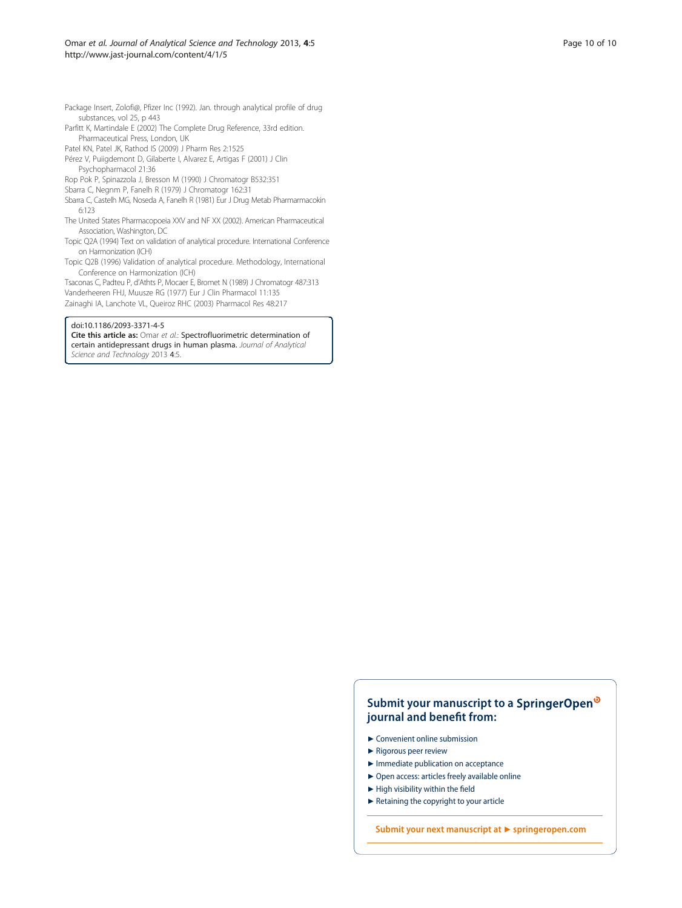Package Insert, Zolofi@, Pfizer Inc (1992). Jan. through analytical profile of drug substances, vol 25, p 443

Parfitt K, Martindale E (2002) The Complete Drug Reference, 33rd edition. Pharmaceutical Press, London, UK

Patel KN, Patel JK, Rathod IS (2009) J Pharm Res 2:1525

Pérez V, Puiigdemont D, Gilaberte I, Alvarez E, Artigas F (2001) J Clin Psychopharmacol 21:36

Rop Pok P, Spinazzola J, Bresson M (1990) J Chromatogr B532:351

Sbarra C, Negnm P, Fanelh R (1979) J Chromatogr 162:31

Sbarra C, Castelh MG, Noseda A, Fanelh R (1981) Eur J Drug Metab Pharmarmacokin 6:123

The United States Pharmacopoeia XXV and NF XX (2002). American Pharmaceutical Association, Washington, DC

Topic Q2A (1994) Text on validation of analytical procedure. International Conference on Harmonization (ICH)

Topic Q2B (1996) Validation of analytical procedure. Methodology, International Conference on Harmonization (ICH)

Tsaconas C, Padteu P, d'Athts P, Mocaer E, Bromet N (1989) J Chromatogr 487:313

Vanderheeren FHJ, Muusze RG (1977) Eur J Clin Pharmacol 11:135

Zainaghi IA, Lanchote VL, Queiroz RHC (2003) Pharmacol Res 48:217

doi:10.1186/2093-3371-4-5

**Cite this article as:** Omar *et al.*: Spectrofluorimetric determination of certain antidepressant drugs in human plasma. *Journal of Analytical Science and Technology* 2013 **4**:5.

**Submit your manuscript to a SpringerOpen journal and benefit from:**

- ► Convenient online submission
- ► Rigorous peer review
- ► Immediate publication on acceptance
- ► Open access: articles freely available online
- ► High visibility within the field
- ► Retaining the copyright to your article

**Submit your next manuscript at ► springeropen.com**